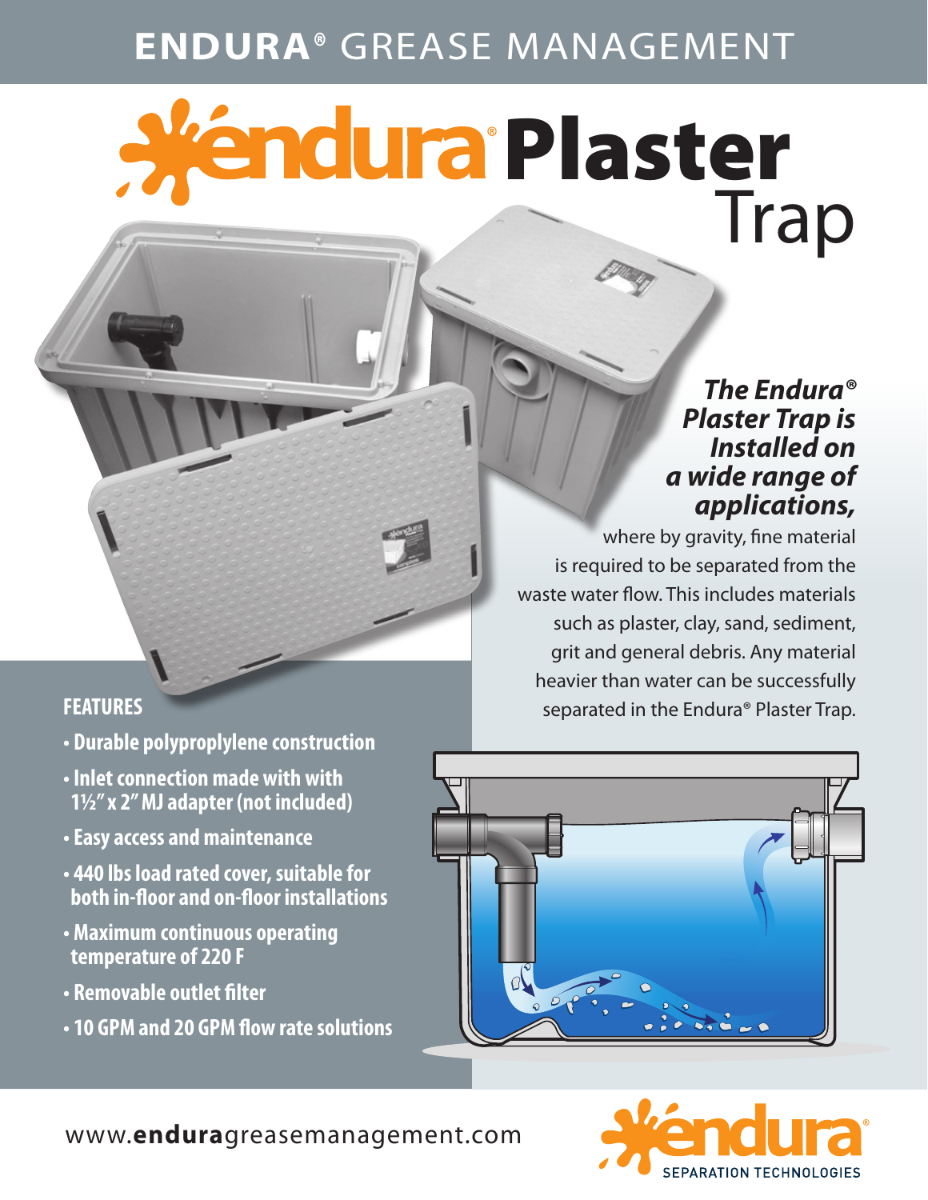# ENDURA® GREASE MANAGEMENT

# endura® Plaster Trap

***The Endura® Plaster Trap is Installed on a wide range of applications,*** where by gravity, fine material is required to be separated from the waste water flow. This includes materials such as plaster, clay, sand, sediment, grit and general debris. Any material heavier than water can be successfully separated in the Endura® Plaster Trap.

## FEATURES

- **Durable polyproplylene construction**
- **Inlet connection made with with 1½" x 2" MJ adapter (not included)**
- **Easy access and maintenance**
- **440 lbs load rated cover, suitable for both in-floor and on-floor installations**
- **Maximum continuous operating temperature of 220 F**
- **Removable outlet filter**
- **10 GPM and 20 GPM flow rate solutions**

www.**endura**greasemanagement.com

endura® SEPARATION TECHNOLOGIES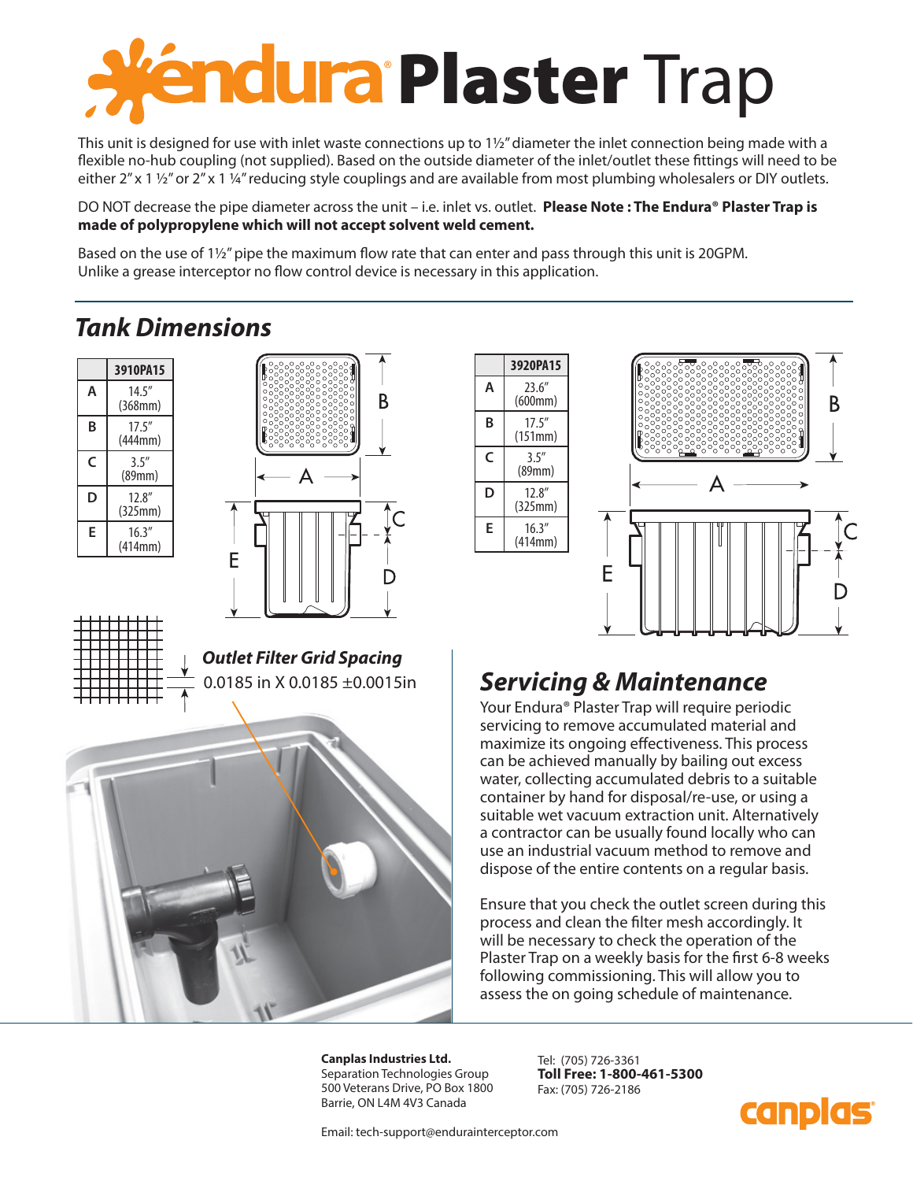# endura® Plaster Trap

This unit is designed for use with inlet waste connections up to 1½" diameter the inlet connection being made with a flexible no-hub coupling (not supplied). Based on the outside diameter of the inlet/outlet these fittings will need to be either 2" x 1 ½" or 2" x 1 ¼" reducing style couplings and are available from most plumbing wholesalers or DIY outlets.

DO NOT decrease the pipe diameter across the unit – i.e. inlet vs. outlet. **Please Note : The Endura® Plaster Trap is made of polypropylene which will not accept solvent weld cement.**

Based on the use of 1½" pipe the maximum flow rate that can enter and pass through this unit is 20GPM. Unlike a grease interceptor no flow control device is necessary in this application.

## *Tank Dimensions*

| | 3910PA15 |
|---|---|
| A | 14.5" (368mm) |
| B | 17.5" (444mm) |
| C | 3.5" (89mm) |
| D | 12.8" (325mm) |
| E | 16.3" (414mm) |

| | 3920PA15 |
|---|---|
| A | 23.6" (600mm) |
| B | 17.5" (151mm) |
| C | 3.5" (89mm) |
| D | 12.8" (325mm) |
| E | 16.3" (414mm) |

***Outlet Filter Grid Spacing***

0.0185 in X 0.0185 ±0.0015in

## *Servicing & Maintenance*

Your Endura® Plaster Trap will require periodic servicing to remove accumulated material and maximize its ongoing effectiveness. This process can be achieved manually by bailing out excess water, collecting accumulated debris to a suitable container by hand for disposal/re-use, or using a suitable wet vacuum extraction unit. Alternatively a contractor can be usually found locally who can use an industrial vacuum method to remove and dispose of the entire contents on a regular basis.

Ensure that you check the outlet screen during this process and clean the filter mesh accordingly. It will be necessary to check the operation of the Plaster Trap on a weekly basis for the first 6-8 weeks following commissioning. This will allow you to assess the on going schedule of maintenance.

**Canplas Industries Ltd.**
Separation Technologies Group
500 Veterans Drive, PO Box 1800
Barrie, ON L4M 4V3 Canada

Tel: (705) 726-3361
**Toll Free: 1-800-461-5300**
Fax: (705) 726-2186

Email: tech-support@endurainterceptor.com

canplas